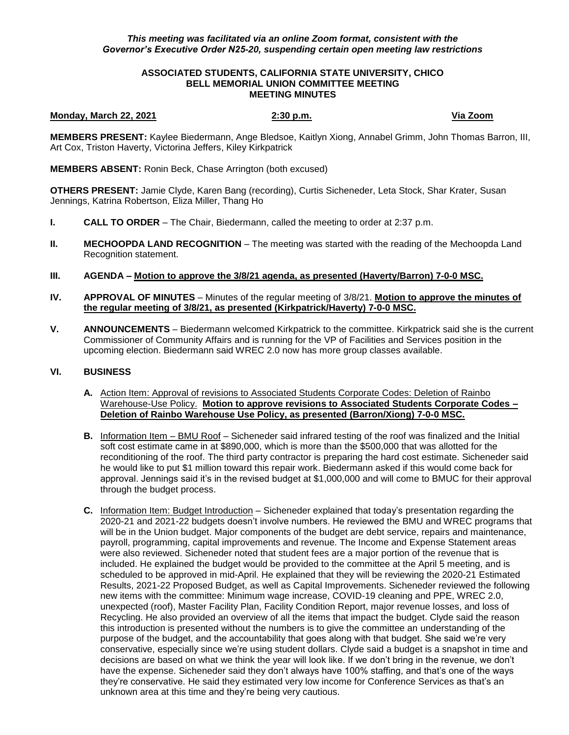*This meeting was facilitated via an online Zoom format, consistent with the Governor's Executive Order N25-20, suspending certain open meeting law restrictions*

**ASSOCIATED STUDENTS, CALIFORNIA STATE UNIVERSITY, CHICO**
**BELL MEMORIAL UNION COMMITTEE MEETING**
**MEETING MINUTES**

**Monday, March 22, 2021** **2:30 p.m.** **Via Zoom**

**MEMBERS PRESENT:** Kaylee Biedermann, Ange Bledsoe, Kaitlyn Xiong, Annabel Grimm, John Thomas Barron, III, Art Cox, Triston Haverty, Victorina Jeffers, Kiley Kirkpatrick

**MEMBERS ABSENT:** Ronin Beck, Chase Arrington (both excused)

**OTHERS PRESENT:** Jamie Clyde, Karen Bang (recording), Curtis Sicheneder, Leta Stock, Shar Krater, Susan Jennings, Katrina Robertson, Eliza Miller, Thang Ho

**I. CALL TO ORDER** – The Chair, Biedermann, called the meeting to order at 2:37 p.m.

**II. MECHOOPDA LAND RECOGNITION** – The meeting was started with the reading of the Mechoopda Land Recognition statement.

**III. AGENDA – Motion to approve the 3/8/21 agenda, as presented (Haverty/Barron) 7-0-0 MSC.**

**IV. APPROVAL OF MINUTES** – Minutes of the regular meeting of 3/8/21. **Motion to approve the minutes of the regular meeting of 3/8/21, as presented (Kirkpatrick/Haverty) 7-0-0 MSC.**

**V. ANNOUNCEMENTS** – Biedermann welcomed Kirkpatrick to the committee. Kirkpatrick said she is the current Commissioner of Community Affairs and is running for the VP of Facilities and Services position in the upcoming election. Biedermann said WREC 2.0 now has more group classes available.

**VI. BUSINESS**

**A.** Action Item: Approval of revisions to Associated Students Corporate Codes: Deletion of Rainbo Warehouse-Use Policy. **Motion to approve revisions to Associated Students Corporate Codes – Deletion of Rainbo Warehouse Use Policy, as presented (Barron/Xiong) 7-0-0 MSC.**

**B.** Information Item – BMU Roof – Sicheneder said infrared testing of the roof was finalized and the Initial soft cost estimate came in at $890,000, which is more than the $500,000 that was allotted for the reconditioning of the roof. The third party contractor is preparing the hard cost estimate. Sicheneder said he would like to put $1 million toward this repair work. Biedermann asked if this would come back for approval. Jennings said it's in the revised budget at $1,000,000 and will come to BMUC for their approval through the budget process.

**C.** Information Item: Budget Introduction – Sicheneder explained that today's presentation regarding the 2020-21 and 2021-22 budgets doesn't involve numbers. He reviewed the BMU and WREC programs that will be in the Union budget. Major components of the budget are debt service, repairs and maintenance, payroll, programming, capital improvements and revenue. The Income and Expense Statement areas were also reviewed. Sicheneder noted that student fees are a major portion of the revenue that is included. He explained the budget would be provided to the committee at the April 5 meeting, and is scheduled to be approved in mid-April. He explained that they will be reviewing the 2020-21 Estimated Results, 2021-22 Proposed Budget, as well as Capital Improvements. Sicheneder reviewed the following new items with the committee: Minimum wage increase, COVID-19 cleaning and PPE, WREC 2.0, unexpected (roof), Master Facility Plan, Facility Condition Report, major revenue losses, and loss of Recycling. He also provided an overview of all the items that impact the budget. Clyde said the reason this introduction is presented without the numbers is to give the committee an understanding of the purpose of the budget, and the accountability that goes along with that budget. She said we're very conservative, especially since we're using student dollars. Clyde said a budget is a snapshot in time and decisions are based on what we think the year will look like. If we don't bring in the revenue, we don't have the expense. Sicheneder said they don't always have 100% staffing, and that's one of the ways they're conservative. He said they estimated very low income for Conference Services as that's an unknown area at this time and they're being very cautious.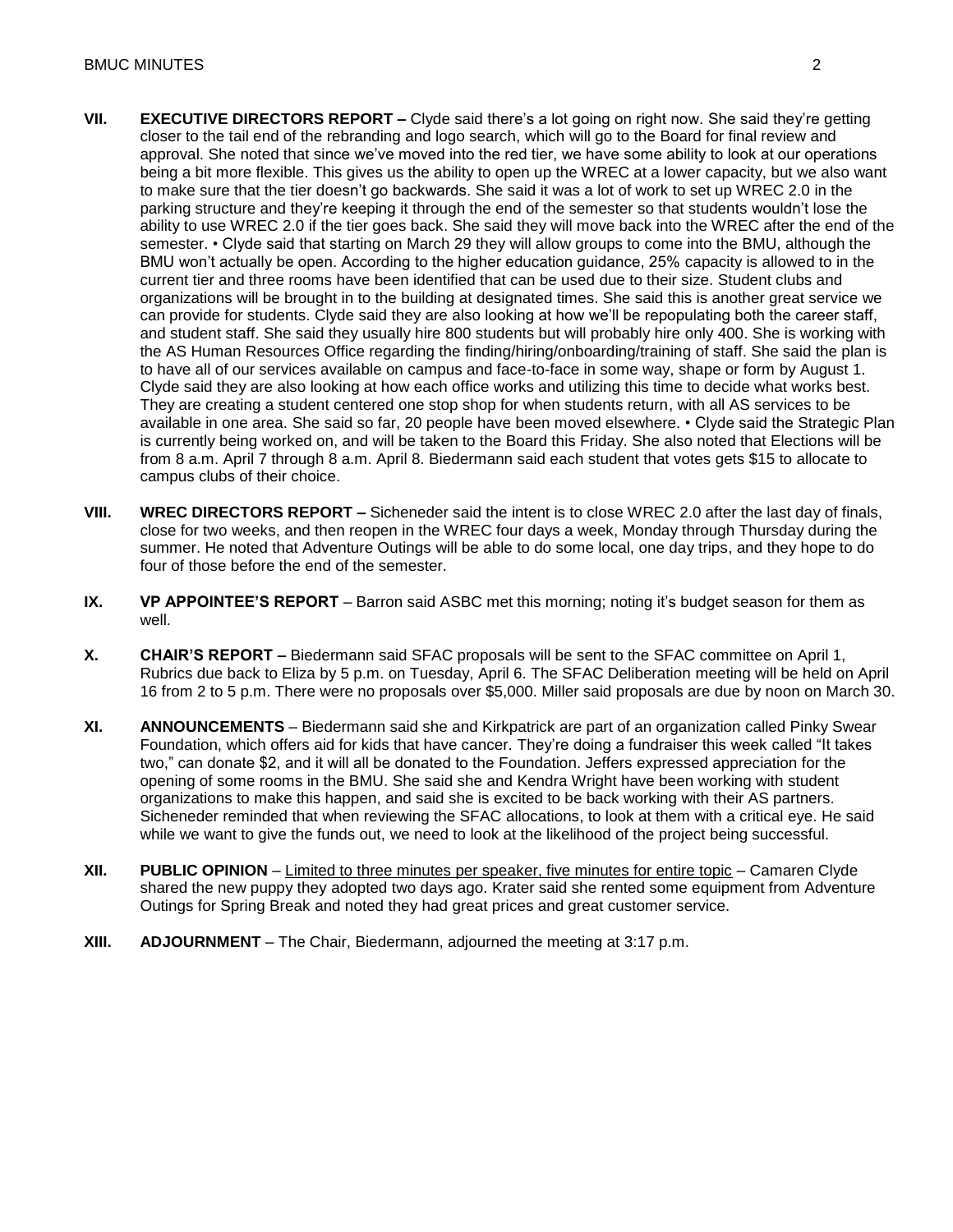**VII. EXECUTIVE DIRECTORS REPORT –** Clyde said there's a lot going on right now. She said they're getting closer to the tail end of the rebranding and logo search, which will go to the Board for final review and approval. She noted that since we've moved into the red tier, we have some ability to look at our operations being a bit more flexible. This gives us the ability to open up the WREC at a lower capacity, but we also want to make sure that the tier doesn't go backwards. She said it was a lot of work to set up WREC 2.0 in the parking structure and they're keeping it through the end of the semester so that students wouldn't lose the ability to use WREC 2.0 if the tier goes back. She said they will move back into the WREC after the end of the semester. • Clyde said that starting on March 29 they will allow groups to come into the BMU, although the BMU won't actually be open. According to the higher education guidance, 25% capacity is allowed to in the current tier and three rooms have been identified that can be used due to their size. Student clubs and organizations will be brought in to the building at designated times. She said this is another great service we can provide for students. Clyde said they are also looking at how we'll be repopulating both the career staff, and student staff. She said they usually hire 800 students but will probably hire only 400. She is working with the AS Human Resources Office regarding the finding/hiring/onboarding/training of staff. She said the plan is to have all of our services available on campus and face-to-face in some way, shape or form by August 1. Clyde said they are also looking at how each office works and utilizing this time to decide what works best. They are creating a student centered one stop shop for when students return, with all AS services to be available in one area. She said so far, 20 people have been moved elsewhere. • Clyde said the Strategic Plan is currently being worked on, and will be taken to the Board this Friday. She also noted that Elections will be from 8 a.m. April 7 through 8 a.m. April 8. Biedermann said each student that votes gets $15 to allocate to campus clubs of their choice.

**VIII. WREC DIRECTORS REPORT –** Sicheneder said the intent is to close WREC 2.0 after the last day of finals, close for two weeks, and then reopen in the WREC four days a week, Monday through Thursday during the summer. He noted that Adventure Outings will be able to do some local, one day trips, and they hope to do four of those before the end of the semester.

**IX. VP APPOINTEE'S REPORT** – Barron said ASBC met this morning; noting it's budget season for them as well.

**X. CHAIR'S REPORT –** Biedermann said SFAC proposals will be sent to the SFAC committee on April 1, Rubrics due back to Eliza by 5 p.m. on Tuesday, April 6. The SFAC Deliberation meeting will be held on April 16 from 2 to 5 p.m. There were no proposals over $5,000. Miller said proposals are due by noon on March 30.

**XI. ANNOUNCEMENTS** – Biedermann said she and Kirkpatrick are part of an organization called Pinky Swear Foundation, which offers aid for kids that have cancer. They're doing a fundraiser this week called "It takes two," can donate $2, and it will all be donated to the Foundation. Jeffers expressed appreciation for the opening of some rooms in the BMU. She said she and Kendra Wright have been working with student organizations to make this happen, and said she is excited to be back working with their AS partners. Sicheneder reminded that when reviewing the SFAC allocations, to look at them with a critical eye. He said while we want to give the funds out, we need to look at the likelihood of the project being successful.

**XII. PUBLIC OPINION** – Limited to three minutes per speaker, five minutes for entire topic – Camaren Clyde shared the new puppy they adopted two days ago. Krater said she rented some equipment from Adventure Outings for Spring Break and noted they had great prices and great customer service.

**XIII. ADJOURNMENT** – The Chair, Biedermann, adjourned the meeting at 3:17 p.m.